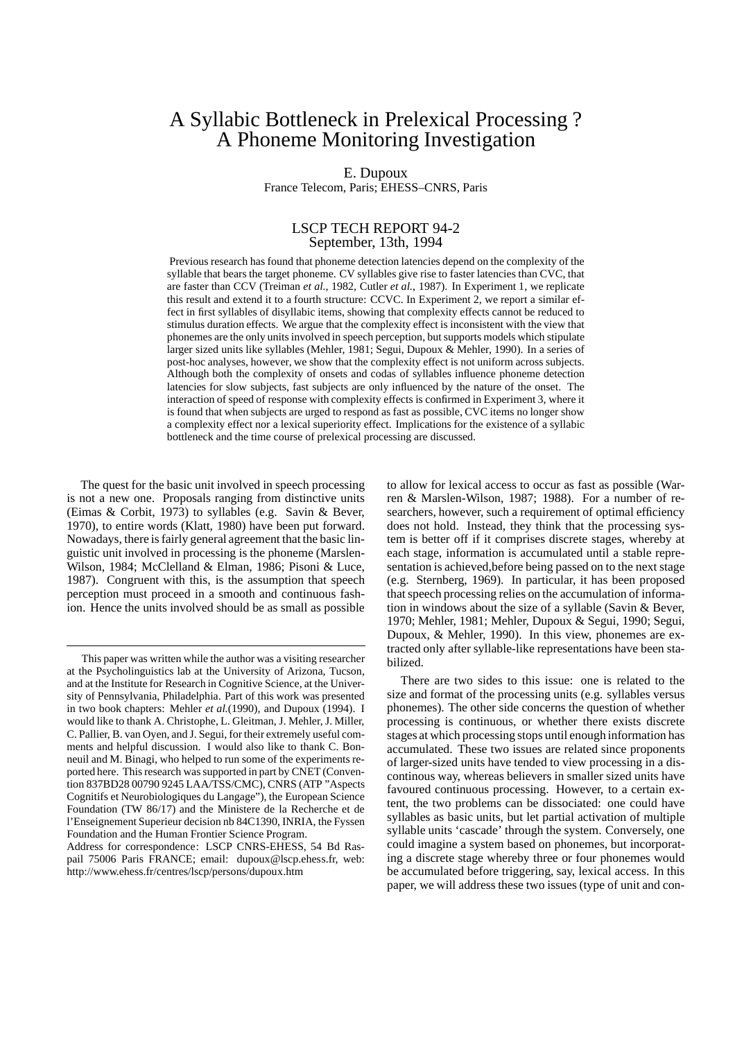# A Syllabic Bottleneck in Prelexical Processing ? A Phoneme Monitoring Investigation

E. Dupoux
France Telecom, Paris; EHESS–CNRS, Paris

LSCP TECH REPORT 94-2
September, 13th, 1994

Previous research has found that phoneme detection latencies depend on the complexity of the syllable that bears the target phoneme. CV syllables give rise to faster latencies than CVC, that are faster than CCV (Treiman *et al.*, 1982, Cutler *et al.*, 1987). In Experiment 1, we replicate this result and extend it to a fourth structure: CCVC. In Experiment 2, we report a similar effect in first syllables of disyllabic items, showing that complexity effects cannot be reduced to stimulus duration effects. We argue that the complexity effect is inconsistent with the view that phonemes are the only units involved in speech perception, but supports models which stipulate larger sized units like syllables (Mehler, 1981; Segui, Dupoux & Mehler, 1990). In a series of post-hoc analyses, however, we show that the complexity effect is not uniform across subjects. Although both the complexity of onsets and codas of syllables influence phoneme detection latencies for slow subjects, fast subjects are only influenced by the nature of the onset. The interaction of speed of response with complexity effects is confirmed in Experiment 3, where it is found that when subjects are urged to respond as fast as possible, CVC items no longer show a complexity effect nor a lexical superiority effect. Implications for the existence of a syllabic bottleneck and the time course of prelexical processing are discussed.

The quest for the basic unit involved in speech processing is not a new one. Proposals ranging from distinctive units (Eimas & Corbit, 1973) to syllables (e.g. Savin & Bever, 1970), to entire words (Klatt, 1980) have been put forward. Nowadays, there is fairly general agreement that the basic linguistic unit involved in processing is the phoneme (Marslen-Wilson, 1984; McClelland & Elman, 1986; Pisoni & Luce, 1987). Congruent with this, is the assumption that speech perception must proceed in a smooth and continuous fashion. Hence the units involved should be as small as possible to allow for lexical access to occur as fast as possible (Warren & Marslen-Wilson, 1987; 1988). For a number of researchers, however, such a requirement of optimal efficiency does not hold. Instead, they think that the processing system is better off if it comprises discrete stages, whereby at each stage, information is accumulated until a stable representation is achieved,before being passed on to the next stage (e.g. Sternberg, 1969). In particular, it has been proposed that speech processing relies on the accumulation of information in windows about the size of a syllable (Savin & Bever, 1970; Mehler, 1981; Mehler, Dupoux & Segui, 1990; Segui, Dupoux, & Mehler, 1990). In this view, phonemes are extracted only after syllable-like representations have been stabilized.

There are two sides to this issue: one is related to the size and format of the processing units (e.g. syllables versus phonemes). The other side concerns the question of whether processing is continuous, or whether there exists discrete stages at which processing stops until enough information has accumulated. These two issues are related since proponents of larger-sized units have tended to view processing in a discontinous way, whereas believers in smaller sized units have favoured continuous processing. However, to a certain extent, the two problems can be dissociated: one could have syllables as basic units, but let partial activation of multiple syllable units 'cascade' through the system. Conversely, one could imagine a system based on phonemes, but incorporating a discrete stage whereby three or four phonemes would be accumulated before triggering, say, lexical access. In this paper, we will address these two issues (type of unit and con-

---

This paper was written while the author was a visiting researcher at the Psycholinguistics lab at the University of Arizona, Tucson, and at the Institute for Research in Cognitive Science, at the University of Pennsylvania, Philadelphia. Part of this work was presented in two book chapters: Mehler *et al.*(1990), and Dupoux (1994). I would like to thank A. Christophe, L. Gleitman, J. Mehler, J. Miller, C. Pallier, B. van Oyen, and J. Segui, for their extremely useful comments and helpful discussion. I would also like to thank C. Bonneuil and M. Binagi, who helped to run some of the experiments reported here. This research was supported in part by CNET (Convention 837BD28 00790 9245 LAA/TSS/CMC), CNRS (ATP "Aspects Cognitifs et Neurobiologiques du Langage"), the European Science Foundation (TW 86/17) and the Ministere de la Recherche et de l'Enseignement Superieur decision nb 84C1390, INRIA, the Fyssen Foundation and the Human Frontier Science Program.
Address for correspondence: LSCP CNRS-EHESS, 54 Bd Raspail 75006 Paris FRANCE; email: dupoux@lscp.ehess.fr, web: http://www.ehess.fr/centres/lscp/persons/dupoux.htm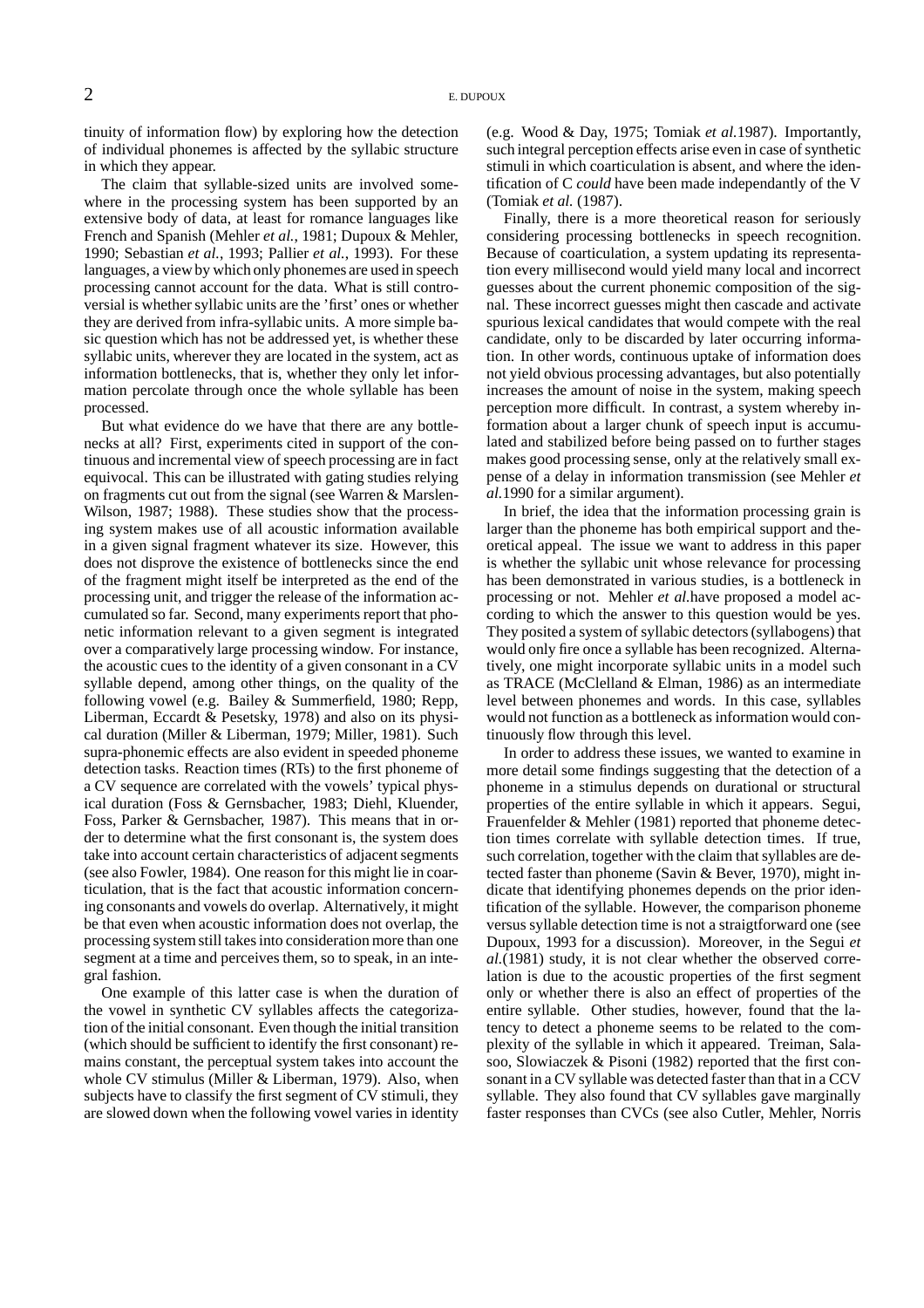tinuity of information flow) by exploring how the detection of individual phonemes is affected by the syllabic structure in which they appear.

The claim that syllable-sized units are involved somewhere in the processing system has been supported by an extensive body of data, at least for romance languages like French and Spanish (Mehler *et al.*, 1981; Dupoux & Mehler, 1990; Sebastian *et al.*, 1993; Pallier *et al.*, 1993). For these languages, a view by which only phonemes are used in speech processing cannot account for the data. What is still controversial is whether syllabic units are the 'first' ones or whether they are derived from infra-syllabic units. A more simple basic question which has not be addressed yet, is whether these syllabic units, wherever they are located in the system, act as information bottlenecks, that is, whether they only let information percolate through once the whole syllable has been processed.

But what evidence do we have that there are any bottlenecks at all? First, experiments cited in support of the continuous and incremental view of speech processing are in fact equivocal. This can be illustrated with gating studies relying on fragments cut out from the signal (see Warren & Marslen-Wilson, 1987; 1988). These studies show that the processing system makes use of all acoustic information available in a given signal fragment whatever its size. However, this does not disprove the existence of bottlenecks since the end of the fragment might itself be interpreted as the end of the processing unit, and trigger the release of the information accumulated so far. Second, many experiments report that phonetic information relevant to a given segment is integrated over a comparatively large processing window. For instance, the acoustic cues to the identity of a given consonant in a CV syllable depend, among other things, on the quality of the following vowel (e.g. Bailey & Summerfield, 1980; Repp, Liberman, Eccardt & Pesetsky, 1978) and also on its physical duration (Miller & Liberman, 1979; Miller, 1981). Such supra-phonemic effects are also evident in speeded phoneme detection tasks. Reaction times (RTs) to the first phoneme of a CV sequence are correlated with the vowels' typical physical duration (Foss & Gernsbacher, 1983; Diehl, Kluender, Foss, Parker & Gernsbacher, 1987). This means that in order to determine what the first consonant is, the system does take into account certain characteristics of adjacent segments (see also Fowler, 1984). One reason for this might lie in coarticulation, that is the fact that acoustic information concerning consonants and vowels do overlap. Alternatively, it might be that even when acoustic information does not overlap, the processing system still takes into consideration more than one segment at a time and perceives them, so to speak, in an integral fashion.

One example of this latter case is when the duration of the vowel in synthetic CV syllables affects the categorization of the initial consonant. Even though the initial transition (which should be sufficient to identify the first consonant) remains constant, the perceptual system takes into account the whole CV stimulus (Miller & Liberman, 1979). Also, when subjects have to classify the first segment of CV stimuli, they are slowed down when the following vowel varies in identity (e.g. Wood & Day, 1975; Tomiak *et al.*1987). Importantly, such integral perception effects arise even in case of synthetic stimuli in which coarticulation is absent, and where the identification of C *could* have been made independantly of the V (Tomiak *et al.* (1987).

Finally, there is a more theoretical reason for seriously considering processing bottlenecks in speech recognition. Because of coarticulation, a system updating its representation every millisecond would yield many local and incorrect guesses about the current phonemic composition of the signal. These incorrect guesses might then cascade and activate spurious lexical candidates that would compete with the real candidate, only to be discarded by later occurring information. In other words, continuous uptake of information does not yield obvious processing advantages, but also potentially increases the amount of noise in the system, making speech perception more difficult. In contrast, a system whereby information about a larger chunk of speech input is accumulated and stabilized before being passed on to further stages makes good processing sense, only at the relatively small expense of a delay in information transmission (see Mehler *et al.*1990 for a similar argument).

In brief, the idea that the information processing grain is larger than the phoneme has both empirical support and theoretical appeal. The issue we want to address in this paper is whether the syllabic unit whose relevance for processing has been demonstrated in various studies, is a bottleneck in processing or not. Mehler *et al.*have proposed a model according to which the answer to this question would be yes. They posited a system of syllabic detectors (syllabogens) that would only fire once a syllable has been recognized. Alternatively, one might incorporate syllabic units in a model such as TRACE (McClelland & Elman, 1986) as an intermediate level between phonemes and words. In this case, syllables would not function as a bottleneck as information would continuously flow through this level.

In order to address these issues, we wanted to examine in more detail some findings suggesting that the detection of a phoneme in a stimulus depends on durational or structural properties of the entire syllable in which it appears. Segui, Frauenfelder & Mehler (1981) reported that phoneme detection times correlate with syllable detection times. If true, such correlation, together with the claim that syllables are detected faster than phoneme (Savin & Bever, 1970), might indicate that identifying phonemes depends on the prior identification of the syllable. However, the comparison phoneme versus syllable detection time is not a straigtforward one (see Dupoux, 1993 for a discussion). Moreover, in the Segui *et al.*(1981) study, it is not clear whether the observed correlation is due to the acoustic properties of the first segment only or whether there is also an effect of properties of the entire syllable. Other studies, however, found that the latency to detect a phoneme seems to be related to the complexity of the syllable in which it appeared. Treiman, Salasoo, Slowiaczek & Pisoni (1982) reported that the first consonant in a CV syllable was detected faster than that in a CCV syllable. They also found that CV syllables gave marginally faster responses than CVCs (see also Cutler, Mehler, Norris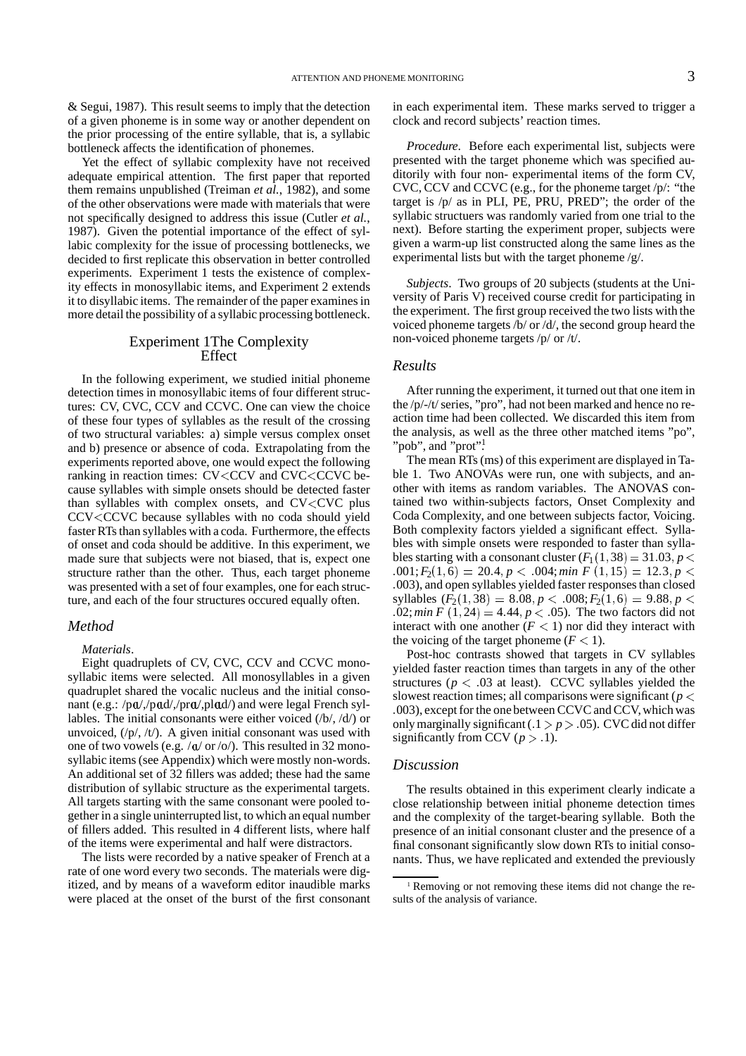& Segui, 1987). This result seems to imply that the detection of a given phoneme is in some way or another dependent on the prior processing of the entire syllable, that is, a syllabic bottleneck affects the identification of phonemes.

Yet the effect of syllabic complexity have not received adequate empirical attention. The first paper that reported them remains unpublished (Treiman *et al.*, 1982), and some of the other observations were made with materials that were not specifically designed to address this issue (Cutler *et al.*, 1987). Given the potential importance of the effect of syllabic complexity for the issue of processing bottlenecks, we decided to first replicate this observation in better controlled experiments. Experiment 1 tests the existence of complexity effects in monosyllabic items, and Experiment 2 extends it to disyllabic items. The remainder of the paper examines in more detail the possibility of a syllabic processing bottleneck.

## Experiment 1The Complexity Effect

In the following experiment, we studied initial phoneme detection times in monosyllabic items of four different structures: CV, CVC, CCV and CCVC. One can view the choice of these four types of syllables as the result of the crossing of two structural variables: a) simple versus complex onset and b) presence or absence of coda. Extrapolating from the experiments reported above, one would expect the following ranking in reaction times: CV<CCV and CVC<CCVC because syllables with simple onsets should be detected faster than syllables with complex onsets, and CV<CVC plus CCV<CCVC because syllables with no coda should yield faster RTs than syllables with a coda. Furthermore, the effects of onset and coda should be additive. In this experiment, we made sure that subjects were not biased, that is, expect one structure rather than the other. Thus, each target phoneme was presented with a set of four examples, one for each structure, and each of the four structures occured equally often.

### Method

*Materials*.

Eight quadruplets of CV, CVC, CCV and CCVC monosyllabic items were selected. All monosyllables in a given quadruplet shared the vocalic nucleus and the initial consonant (e.g.: /pɑ/,/pɑd/,/prɑ/,plɑd/) and were legal French syllables. The initial consonants were either voiced (/b/, /d/) or unvoiced, (/p/, /t/). A given initial consonant was used with one of two vowels (e.g. /ɑ/ or /o/). This resulted in 32 monosyllabic items (see Appendix) which were mostly non-words. An additional set of 32 fillers was added; these had the same distribution of syllabic structure as the experimental targets. All targets starting with the same consonant were pooled together in a single uninterrupted list, to which an equal number of fillers added. This resulted in 4 different lists, where half of the items were experimental and half were distractors.

The lists were recorded by a native speaker of French at a rate of one word every two seconds. The materials were digitized, and by means of a waveform editor inaudible marks were placed at the onset of the burst of the first consonant in each experimental item. These marks served to trigger a clock and record subjects' reaction times.

*Procedure*. Before each experimental list, subjects were presented with the target phoneme which was specified auditorily with four non- experimental items of the form CV, CVC, CCV and CCVC (e.g., for the phoneme target /p/: "the target is /p/ as in PLI, PE, PRU, PRED"; the order of the syllabic structuers was randomly varied from one trial to the next). Before starting the experiment proper, subjects were given a warm-up list constructed along the same lines as the experimental lists but with the target phoneme /g/.

*Subjects*. Two groups of 20 subjects (students at the University of Paris V) received course credit for participating in the experiment. The first group received the two lists with the voiced phoneme targets /b/ or /d/, the second group heard the non-voiced phoneme targets /p/ or /t/.

### Results

After running the experiment, it turned out that one item in the /p/-/t/ series, "pro", had not been marked and hence no reaction time had been collected. We discarded this item from the analysis, as well as the three other matched items "po", "pob", and "prot".[1]

The mean RTs (ms) of this experiment are displayed in Table 1. Two ANOVAs were run, one with subjects, and another with items as random variables. The ANOVAS contained two within-subjects factors, Onset Complexity and Coda Complexity, and one between subjects factor, Voicing. Both complexity factors yielded a significant effect. Syllables with simple onsets were responded to faster than syllables starting with a consonant cluster ($F_1(1,38) = 31.03, p < .001; F_2(1,6) = 20.4, p < .004; min\ F\ (1,15) = 12.3, p < .003$), and open syllables yielded faster responses than closed syllables ($F_2(1,38) = 8.08, p < .008; F_2(1,6) = 9.88, p < .02; min\ F\ (1,24) = 4.44, p < .05$). The two factors did not interact with one another ($F < 1$) nor did they interact with the voicing of the target phoneme ($F < 1$).

Post-hoc contrasts showed that targets in CV syllables yielded faster reaction times than targets in any of the other structures ($p < .03$ at least). CCVC syllables yielded the slowest reaction times; all comparisons were significant ($p < .003$), except for the one between CCVC and CCV, which was only marginally significant ($.1 > p > .05$). CVC did not differ significantly from CCV ($p > .1$).

### Discussion

The results obtained in this experiment clearly indicate a close relationship between initial phoneme detection times and the complexity of the target-bearing syllable. Both the presence of an initial consonant cluster and the presence of a final consonant significantly slow down RTs to initial consonants. Thus, we have replicated and extended the previously

[1] Removing or not removing these items did not change the results of the analysis of variance.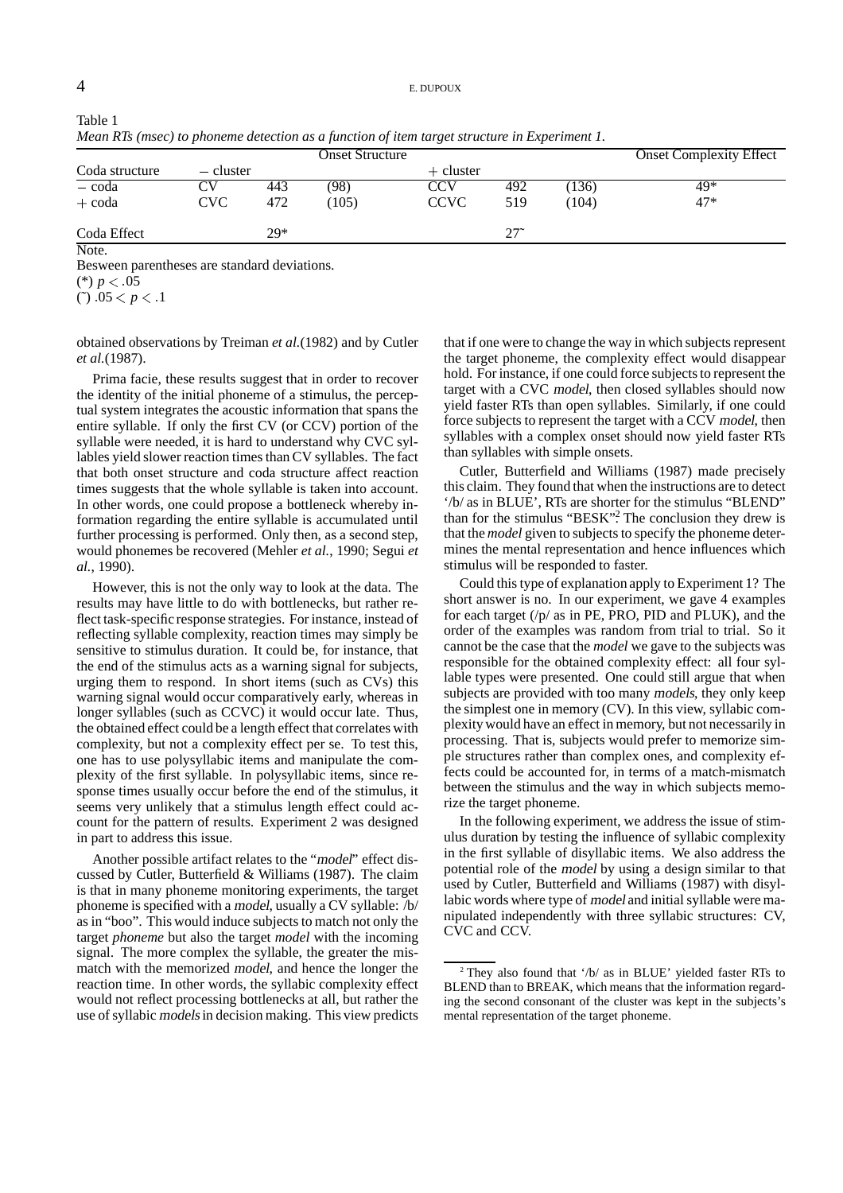Table 1

*Mean RTs (msec) to phoneme detection as a function of item target structure in Experiment 1.*

| | Onset Structure | | | | | | Onset Complexity Effect |
|---|---|---|---|---|---|---|---|
| Coda structure | − cluster | | | + cluster | | | |
| − coda | CV | 443 | (98) | CCV | 492 | (136) | 49* |
| + coda | CVC | 472 | (105) | CCVC | 519 | (104) | 47* |
| Coda Effect | | 29* | | | 27˜ | | |

Note.

Besween parentheses are standard deviations.

(*) $p < .05$

(˜) $.05 < p < .1$

obtained observations by Treiman *et al.*(1982) and by Cutler *et al.*(1987).

Prima facie, these results suggest that in order to recover the identity of the initial phoneme of a stimulus, the perceptual system integrates the acoustic information that spans the entire syllable. If only the first CV (or CCV) portion of the syllable were needed, it is hard to understand why CVC syllables yield slower reaction times than CV syllables. The fact that both onset structure and coda structure affect reaction times suggests that the whole syllable is taken into account. In other words, one could propose a bottleneck whereby information regarding the entire syllable is accumulated until further processing is performed. Only then, as a second step, would phonemes be recovered (Mehler *et al.*, 1990; Segui *et al.*, 1990).

However, this is not the only way to look at the data. The results may have little to do with bottlenecks, but rather reflect task-specific response strategies. For instance, instead of reflecting syllable complexity, reaction times may simply be sensitive to stimulus duration. It could be, for instance, that the end of the stimulus acts as a warning signal for subjects, urging them to respond. In short items (such as CVs) this warning signal would occur comparatively early, whereas in longer syllables (such as CCVC) it would occur late. Thus, the obtained effect could be a length effect that correlates with complexity, but not a complexity effect per se. To test this, one has to use polysyllabic items and manipulate the complexity of the first syllable. In polysyllabic items, since response times usually occur before the end of the stimulus, it seems very unlikely that a stimulus length effect could account for the pattern of results. Experiment 2 was designed in part to address this issue.

Another possible artifact relates to the "*model*" effect discussed by Cutler, Butterfield & Williams (1987). The claim is that in many phoneme monitoring experiments, the target phoneme is specified with a *model*, usually a CV syllable: /b/ as in "boo". This would induce subjects to match not only the target *phoneme* but also the target *model* with the incoming signal. The more complex the syllable, the greater the mismatch with the memorized *model*, and hence the longer the reaction time. In other words, the syllabic complexity effect would not reflect processing bottlenecks at all, but rather the use of syllabic *models* in decision making. This view predicts that if one were to change the way in which subjects represent the target phoneme, the complexity effect would disappear hold. For instance, if one could force subjects to represent the target with a CVC *model*, then closed syllables should now yield faster RTs than open syllables. Similarly, if one could force subjects to represent the target with a CCV *model*, then syllables with a complex onset should now yield faster RTs than syllables with simple onsets.

Cutler, Butterfield and Williams (1987) made precisely this claim. They found that when the instructions are to detect '/b/ as in BLUE', RTs are shorter for the stimulus "BLEND" than for the stimulus "BESK".[2] The conclusion they drew is that the *model* given to subjects to specify the phoneme determines the mental representation and hence influences which stimulus will be responded to faster.

Could this type of explanation apply to Experiment 1? The short answer is no. In our experiment, we gave 4 examples for each target (/p/ as in PE, PRO, PID and PLUK), and the order of the examples was random from trial to trial. So it cannot be the case that the *model* we gave to the subjects was responsible for the obtained complexity effect: all four syllable types were presented. One could still argue that when subjects are provided with too many *models*, they only keep the simplest one in memory (CV). In this view, syllabic complexity would have an effect in memory, but not necessarily in processing. That is, subjects would prefer to memorize simple structures rather than complex ones, and complexity effects could be accounted for, in terms of a match-mismatch between the stimulus and the way in which subjects memorize the target phoneme.

In the following experiment, we address the issue of stimulus duration by testing the influence of syllabic complexity in the first syllable of disyllabic items. We also address the potential role of the *model* by using a design similar to that used by Cutler, Butterfield and Williams (1987) with disyllabic words where type of *model* and initial syllable were manipulated independently with three syllabic structures: CV, CVC and CCV.

[2] They also found that '/b/ as in BLUE' yielded faster RTs to BLEND than to BREAK, which means that the information regarding the second consonant of the cluster was kept in the subjects's mental representation of the target phoneme.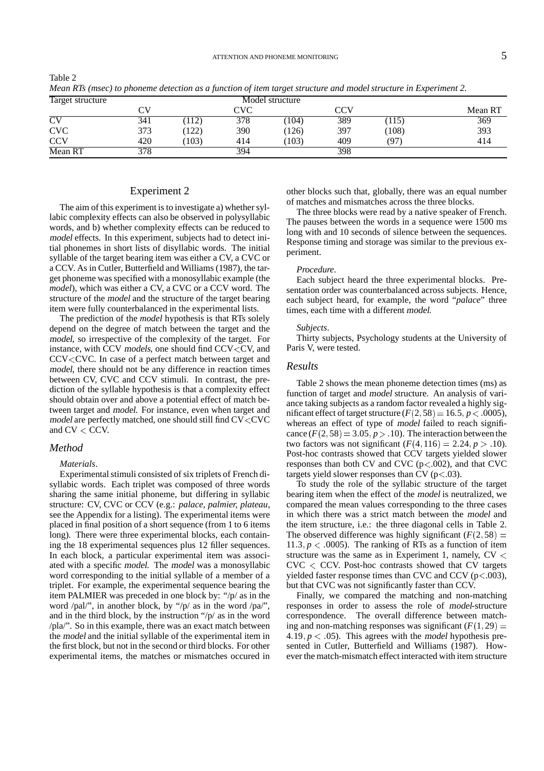Table 2

*Mean RTs (msec) to phoneme detection as a function of item target structure and model structure in Experiment 2.*

| Target structure | Model structure | | | | | | |
|---|---|---|---|---|---|---|---|
| | CV | | CVC | | CCV | | Mean RT |
| CV | 341 | (112) | 378 | (104) | 389 | (115) | 369 |
| CVC | 373 | (122) | 390 | (126) | 397 | (108) | 393 |
| CCV | 420 | (103) | 414 | (103) | 409 | (97) | 414 |
| Mean RT | 378 | | 394 | | 398 | | |

## Experiment 2

The aim of this experiment is to investigate a) whether syllabic complexity effects can also be observed in polysyllabic words, and b) whether complexity effects can be reduced to *model* effects. In this experiment, subjects had to detect initial phonemes in short lists of disyllabic words. The initial syllable of the target bearing item was either a CV, a CVC or a CCV. As in Cutler, Butterfield and Williams (1987), the target phoneme was specified with a monosyllabic example (the *model*), which was either a CV, a CVC or a CCV word. The structure of the *model* and the structure of the target bearing item were fully counterbalanced in the experimental lists.

The prediction of the *model* hypothesis is that RTs solely depend on the degree of match between the target and the *model*, so irrespective of the complexity of the target. For instance, with CCV *models*, one should find CCV<CV, and CCV<CVC. In case of a perfect match between target and *model*, there should not be any difference in reaction times between CV, CVC and CCV stimuli. In contrast, the prediction of the syllable hypothesis is that a complexity effect should obtain over and above a potential effect of match between target and *model*. For instance, even when target and *model* are perfectly matched, one should still find CV<CVC and CV < CCV.

### Method

*Materials*.

Experimental stimuli consisted of six triplets of French disyllabic words. Each triplet was composed of three words sharing the same initial phoneme, but differing in syllabic structure: CV, CVC or CCV (e.g.: *palace*, *palmier*, *plateau*, see the Appendix for a listing). The experimental items were placed in final position of a short sequence (from 1 to 6 items long). There were three experimental blocks, each containing the 18 experimental sequences plus 12 filler sequences. In each block, a particular experimental item was associated with a specific *model*. The *model* was a monosyllabic word corresponding to the initial syllable of a member of a triplet. For example, the experimental sequence bearing the item PALMIER was preceded in one block by: "/p/ as in the word /pal/", in another block, by "/p/ as in the word /pa/", and in the third block, by the instruction "/p/ as in the word /pla/". So in this example, there was an exact match between the *model* and the initial syllable of the experimental item in the first block, but not in the second or third blocks. For other experimental items, the matches or mismatches occured in other blocks such that, globally, there was an equal number of matches and mismatches across the three blocks.

The three blocks were read by a native speaker of French. The pauses between the words in a sequence were 1500 ms long with and 10 seconds of silence between the sequences. Response timing and storage was similar to the previous experiment.

*Procedure*.

Each subject heard the three experimental blocks. Presentation order was counterbalanced across subjects. Hence, each subject heard, for example, the word "*palace*" three times, each time with a different *model*.

*Subjects*.

Thirty subjects, Psychology students at the University of Paris V, were tested.

### Results

Table 2 shows the mean phoneme detection times (ms) as function of target and *model* structure. An analysis of variance taking subjects as a random factor revealed a highly significant effect of target structure ($F(2,58) = 16.5$, $p < .0005$), whereas an effect of type of *model* failed to reach significance ($F(2,58) = 3.05$, $p > .10$). The interaction between the two factors was not significant ($F(4,116) = 2.24$, $p > .10$). Post-hoc contrasts showed that CCV targets yielded slower responses than both CV and CVC ($p<.002$), and that CVC targets yield slower responses than CV ($p<.03$).

To study the role of the syllabic structure of the target bearing item when the effect of the *model* is neutralized, we compared the mean values corresponding to the three cases in which there was a strict match between the *model* and the item structure, i.e.: the three diagonal cells in Table 2. The observed difference was highly significant ($F(2,58) = 11.3$, $p < .0005$). The ranking of RTs as a function of item structure was the same as in Experiment 1, namely, CV < CVC < CCV. Post-hoc contrasts showed that CV targets yielded faster response times than CVC and CCV ($p<.003$), but that CVC was not significantly faster than CCV.

Finally, we compared the matching and non-matching responses in order to assess the role of *model*-structure correspondence. The overall difference between matching and non-matching responses was significant ($F(1,29) = 4.19$, $p < .05$). This agrees with the *model* hypothesis presented in Cutler, Butterfield and Williams (1987). However the match-mismatch effect interacted with item structure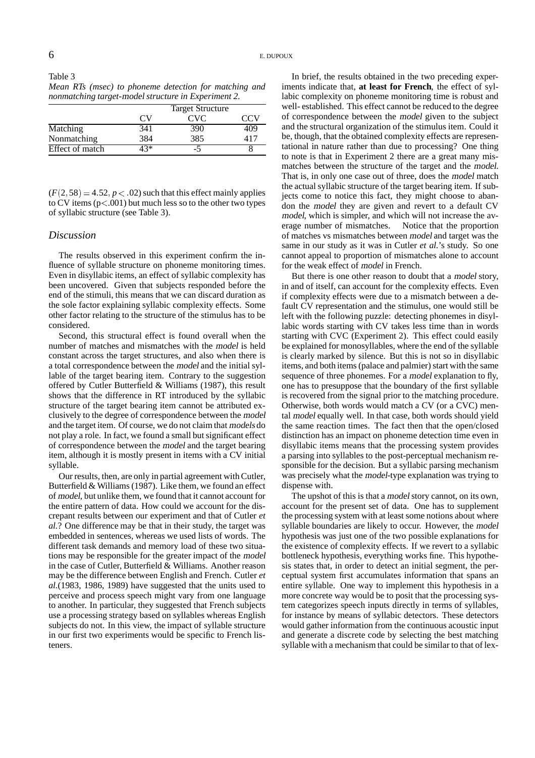Table 3
*Mean RTs (msec) to phoneme detection for matching and nonmatching target-model structure in Experiment 2.*

| | Target Structure | | |
|---|---|---|---|
| | CV | CVC | CCV |
| Matching | 341 | 390 | 409 |
| Nonmatching | 384 | 385 | 417 |
| Effect of match | 43* | -5 | 8 |

$(F(2,58) = 4.52, p < .02)$ such that this effect mainly applies to CV items (p<.001) but much less so to the other two types of syllabic structure (see Table 3).

## *Discussion*

The results observed in this experiment confirm the influence of syllable structure on phoneme monitoring times. Even in disyllabic items, an effect of syllabic complexity has been uncovered. Given that subjects responded before the end of the stimuli, this means that we can discard duration as the sole factor explaining syllabic complexity effects. Some other factor relating to the structure of the stimulus has to be considered.

Second, this structural effect is found overall when the number of matches and mismatches with the *model* is held constant across the target structures, and also when there is a total correspondence between the *model* and the initial syllable of the target bearing item. Contrary to the suggestion offered by Cutler Butterfield & Williams (1987), this result shows that the difference in RT introduced by the syllabic structure of the target bearing item cannot be attributed exclusively to the degree of correspondence between the *model* and the target item. Of course, we do not claim that *models* do not play a role. In fact, we found a small but significant effect of correspondence between the *model* and the target bearing item, although it is mostly present in items with a CV initial syllable.

Our results, then, are only in partial agreement with Cutler, Butterfield & Williams (1987). Like them, we found an effect of *model*, but unlike them, we found that it cannot account for the entire pattern of data. How could we account for the discrepant results between our experiment and that of Cutler *et al.*? One difference may be that in their study, the target was embedded in sentences, whereas we used lists of words. The different task demands and memory load of these two situations may be responsible for the greater impact of the *model* in the case of Cutler, Butterfield & Williams. Another reason may be the difference between English and French. Cutler *et al.*(1983, 1986, 1989) have suggested that the units used to perceive and process speech might vary from one language to another. In particular, they suggested that French subjects use a processing strategy based on syllables whereas English subjects do not. In this view, the impact of syllable structure in our first two experiments would be specific to French listeners.

In brief, the results obtained in the two preceding experiments indicate that, **at least for French**, the effect of syllabic complexity on phoneme monitoring time is robust and well- established. This effect cannot be reduced to the degree of correspondence between the *model* given to the subject and the structural organization of the stimulus item. Could it be, though, that the obtained complexity effects are representational in nature rather than due to processing? One thing to note is that in Experiment 2 there are a great many mismatches between the structure of the target and the *model*. That is, in only one case out of three, does the *model* match the actual syllabic structure of the target bearing item. If subjects come to notice this fact, they might choose to abandon the *model* they are given and revert to a default CV *model*, which is simpler, and which will not increase the average number of mismatches. Notice that the proportion of matches vs mismatches between *model* and target was the same in our study as it was in Cutler *et al.*'s study. So one cannot appeal to proportion of mismatches alone to account for the weak effect of *model* in French.

But there is one other reason to doubt that a *model* story, in and of itself, can account for the complexity effects. Even if complexity effects were due to a mismatch between a default CV representation and the stimulus, one would still be left with the following puzzle: detecting phonemes in disyllabic words starting with CV takes less time than in words starting with CVC (Experiment 2). This effect could easily be explained for monosyllables, where the end of the syllable is clearly marked by silence. But this is not so in disyllabic items, and both items (palace and palmier) start with the same sequence of three phonemes. For a *model* explanation to fly, one has to presuppose that the boundary of the first syllable is recovered from the signal prior to the matching procedure. Otherwise, both words would match a CV (or a CVC) mental *model* equally well. In that case, both words should yield the same reaction times. The fact then that the open/closed distinction has an impact on phoneme detection time even in disyllabic items means that the processing system provides a parsing into syllables to the post-perceptual mechanism responsible for the decision. But a syllabic parsing mechanism was precisely what the *model*-type explanation was trying to dispense with.

The upshot of this is that a *model* story cannot, on its own, account for the present set of data. One has to supplement the processing system with at least some notions about where syllable boundaries are likely to occur. However, the *model* hypothesis was just one of the two possible explanations for the existence of complexity effects. If we revert to a syllabic bottleneck hypothesis, everything works fine. This hypothesis states that, in order to detect an initial segment, the perceptual system first accumulates information that spans an entire syllable. One way to implement this hypothesis in a more concrete way would be to posit that the processing system categorizes speech inputs directly in terms of syllables, for instance by means of syllabic detectors. These detectors would gather information from the continuous acoustic input and generate a discrete code by selecting the best matching syllable with a mechanism that could be similar to that of lex-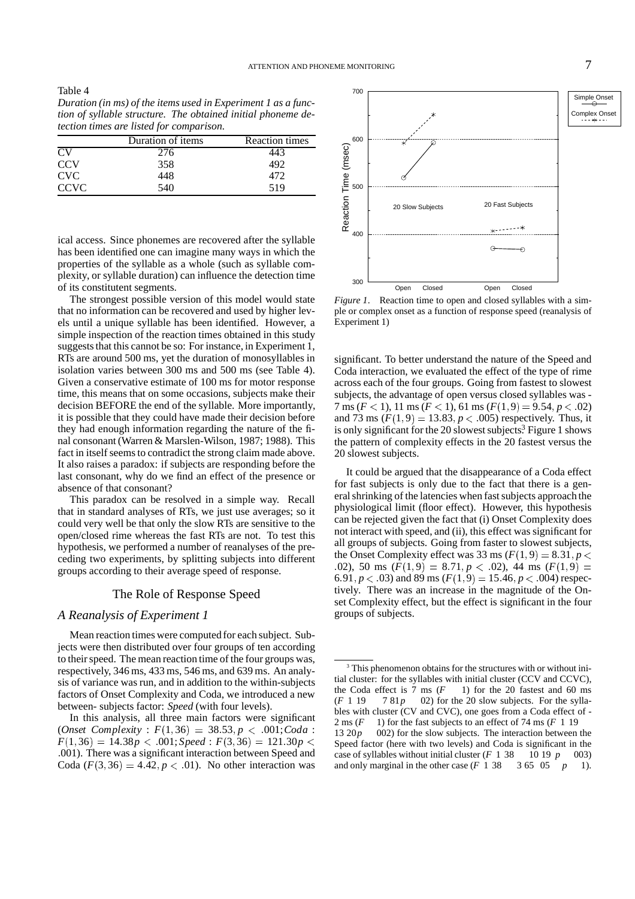Table 4

*Duration (in ms) of the items used in Experiment 1 as a function of syllable structure. The obtained initial phoneme detection times are listed for comparison.*

| | Duration of items | Reaction times |
|---|---|---|
| CV | 276 | 443 |
| CCV | 358 | 492 |
| CVC | 448 | 472 |
| CCVC | 540 | 519 |

ical access. Since phonemes are recovered after the syllable has been identified one can imagine many ways in which the properties of the syllable as a whole (such as syllable complexity, or syllable duration) can influence the detection time of its constitutent segments.

The strongest possible version of this model would state that no information can be recovered and used by higher levels until a unique syllable has been identified. However, a simple inspection of the reaction times obtained in this study suggests that this cannot be so: For instance, in Experiment 1, RTs are around 500 ms, yet the duration of monosyllables in isolation varies between 300 ms and 500 ms (see Table 4). Given a conservative estimate of 100 ms for motor response time, this means that on some occasions, subjects make their decision BEFORE the end of the syllable. More importantly, it is possible that they could have made their decision before they had enough information regarding the nature of the final consonant (Warren & Marslen-Wilson, 1987; 1988). This fact in itself seems to contradict the strong claim made above. It also raises a paradox: if subjects are responding before the last consonant, why do we find an effect of the presence or absence of that consonant?

This paradox can be resolved in a simple way. Recall that in standard analyses of RTs, we just use averages; so it could very well be that only the slow RTs are sensitive to the open/closed rime whereas the fast RTs are not. To test this hypothesis, we performed a number of reanalyses of the preceding two experiments, by splitting subjects into different groups according to their average speed of response.

## The Role of Response Speed

### *A Reanalysis of Experiment 1*

Mean reaction times were computed for each subject. Subjects were then distributed over four groups of ten according to their speed. The mean reaction time of the four groups was, respectively, 346 ms, 433 ms, 546 ms, and 639 ms. An analysis of variance was run, and in addition to the within-subjects factors of Onset Complexity and Coda, we introduced a new between- subjects factor: *Speed* (with four levels).

In this analysis, all three main factors were significant (*Onset Complexity* : $F(1,36) = 38.53, p < .001$; *Coda* : $F(1,36) = 14.38 p < .001$; *Speed* : $F(3,36) = 121.30 p < .001$). There was a significant interaction between Speed and Coda ($F(3,36) = 4.42, p < .01$). No other interaction was significant. To better understand the nature of the Speed and Coda interaction, we evaluated the effect of the type of rime across each of the four groups. Going from fastest to slowest subjects, the advantage of open versus closed syllables was -7 ms ($F < 1$), 11 ms ($F < 1$), 61 ms ($F(1,9) = 9.54, p < .02$) and 73 ms ($F(1,9) = 13.83, p < .005$) respectively. Thus, it is only significant for the 20 slowest subjects.[3] Figure 1 shows the pattern of complexity effects in the 20 fastest versus the 20 slowest subjects.

700
600
500
400
300
Reaction Time (msec)
Simple Onset
Complex Onset
20 Slow Subjects
20 Fast Subjects
Open Closed Open Closed

*Figure 1*. Reaction time to open and closed syllables with a simple or complex onset as a function of response speed (reanalysis of Experiment 1)

It could be argued that the disappearance of a Coda effect for fast subjects is only due to the fact that there is a general shrinking of the latencies when fast subjects approach the physiological limit (floor effect). However, this hypothesis can be rejected given the fact that (i) Onset Complexity does not interact with speed, and (ii), this effect was significant for all groups of subjects. Going from faster to slowest subjects, the Onset Complexity effect was 33 ms ($F(1,9) = 8.31, p < .02$), 50 ms ($F(1,9) = 8.71, p < .02$), 44 ms ($F(1,9) = 6.91, p < .03$) and 89 ms ($F(1,9) = 15.46, p < .004$) respectively. There was an increase in the magnitude of the Onset Complexity effect, but the effect is significant in the four groups of subjects.

[3] This phenomenon obtains for the structures with or without initial cluster: for the syllables with initial cluster (CCV and CCVC), the Coda effect is 7 ms ($F$ 1) for the 20 fastest and 60 ms ($F$ 1 19 7 81$p$ 02) for the 20 slow subjects. For the syllables with cluster (CV and CVC), one goes from a Coda effect of -2 ms ($F$ 1) for the fast subjects to an effect of 74 ms ($F$ 1 19 13 20$p$ 002) for the slow subjects. The interaction between the Speed factor (here with two levels) and Coda is significant in the case of syllables without initial cluster ($F$ 1 38 10 19 $p$ 003) and only marginal in the other case ($F$ 1 38 3 65 05 $p$ 1).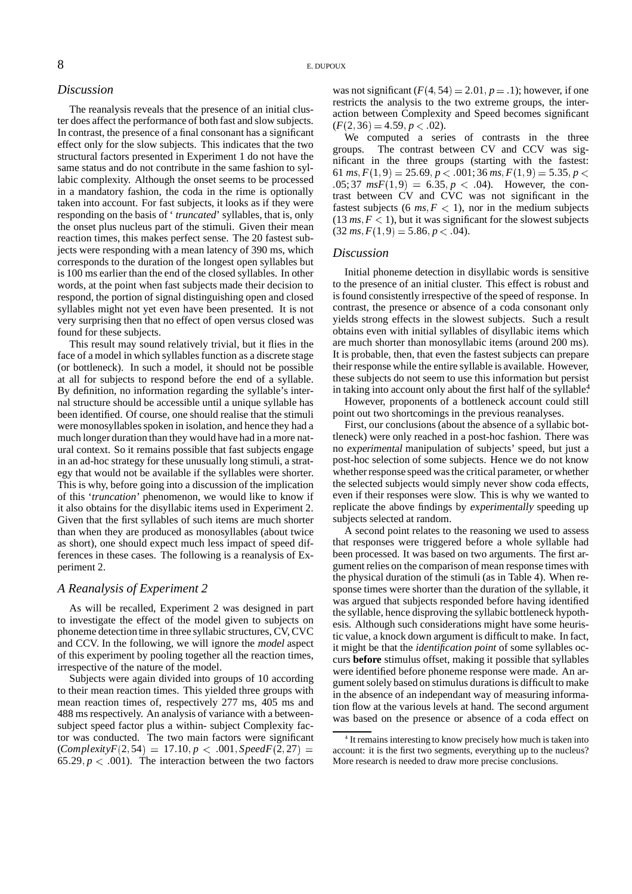### Discussion

The reanalysis reveals that the presence of an initial cluster does affect the performance of both fast and slow subjects. In contrast, the presence of a final consonant has a significant effect only for the slow subjects. This indicates that the two structural factors presented in Experiment 1 do not have the same status and do not contribute in the same fashion to syllabic complexity. Although the onset seems to be processed in a mandatory fashion, the coda in the rime is optionally taken into account. For fast subjects, it looks as if they were responding on the basis of '*truncated*' syllables, that is, only the onset plus nucleus part of the stimuli. Given their mean reaction times, this makes perfect sense. The 20 fastest subjects were responding with a mean latency of 390 ms, which corresponds to the duration of the longest open syllables but is 100 ms earlier than the end of the closed syllables. In other words, at the point when fast subjects made their decision to respond, the portion of signal distinguishing open and closed syllables might not yet even have been presented. It is not very surprising then that no effect of open versus closed was found for these subjects.

This result may sound relatively trivial, but it flies in the face of a model in which syllables function as a discrete stage (or bottleneck). In such a model, it should not be possible at all for subjects to respond before the end of a syllable. By definition, no information regarding the syllable's internal structure should be accessible until a unique syllable has been identified. Of course, one should realise that the stimuli were monosyllables spoken in isolation, and hence they had a much longer duration than they would have had in a more natural context. So it remains possible that fast subjects engage in an ad-hoc strategy for these unusually long stimuli, a strategy that would not be available if the syllables were shorter. This is why, before going into a discussion of the implication of this '*truncation*' phenomenon, we would like to know if it also obtains for the disyllabic items used in Experiment 2. Given that the first syllables of such items are much shorter than when they are produced as monosyllables (about twice as short), one should expect much less impact of speed differences in these cases. The following is a reanalysis of Experiment 2.

### A Reanalysis of Experiment 2

As will be recalled, Experiment 2 was designed in part to investigate the effect of the model given to subjects on phoneme detection time in three syllabic structures, CV, CVC and CCV. In the following, we will ignore the *model* aspect of this experiment by pooling together all the reaction times, irrespective of the nature of the model.

Subjects were again divided into groups of 10 according to their mean reaction times. This yielded three groups with mean reaction times of, respectively 277 ms, 405 ms and 488 ms respectively. An analysis of variance with a between-subject speed factor plus a within- subject Complexity factor was conducted. The two main factors were significant ($Complexity F(2,54) = 17.10, p < .001, Speed F(2,27) = 65.29, p < .001$). The interaction between the two factors was not significant ($F(4,54) = 2.01, p = .1$); however, if one restricts the analysis to the two extreme groups, the interaction between Complexity and Speed becomes significant ($F(2,36) = 4.59, p < .02$).

We computed a series of contrasts in the three groups. The contrast between CV and CCV was significant in the three groups (starting with the fastest: $61\ ms, F(1,9) = 25.69, p < .001; 36\ ms, F(1,9) = 5.35, p < .05; 37\ ms F(1,9) = 6.35, p < .04$). However, the contrast between CV and CVC was not significant in the fastest subjects ($6\ ms, F < 1$), nor in the medium subjects ($13\ ms, F < 1$), but it was significant for the slowest subjects ($32\ ms, F(1,9) = 5.86, p < .04$).

### Discussion

Initial phoneme detection in disyllabic words is sensitive to the presence of an initial cluster. This effect is robust and is found consistently irrespective of the speed of response. In contrast, the presence or absence of a coda consonant only yields strong effects in the slowest subjects. Such a result obtains even with initial syllables of disyllabic items which are much shorter than monosyllabic items (around 200 ms). It is probable, then, that even the fastest subjects can prepare their response while the entire syllable is available. However, these subjects do not seem to use this information but persist in taking into account only about the first half of the syllable.[4]

However, proponents of a bottleneck account could still point out two shortcomings in the previous reanalyses.

First, our conclusions (about the absence of a syllabic bottleneck) were only reached in a post-hoc fashion. There was no *experimental* manipulation of subjects' speed, but just a post-hoc selection of some subjects. Hence we do not know whether response speed was the critical parameter, or whether the selected subjects would simply never show coda effects, even if their responses were slow. This is why we wanted to replicate the above findings by *experimentally* speeding up subjects selected at random.

A second point relates to the reasoning we used to assess that responses were triggered before a whole syllable had been processed. It was based on two arguments. The first argument relies on the comparison of mean response times with the physical duration of the stimuli (as in Table 4). When response times were shorter than the duration of the syllable, it was argued that subjects responded before having identified the syllable, hence disproving the syllabic bottleneck hypothesis. Although such considerations might have some heuristic value, a knock down argument is difficult to make. In fact, it might be that the *identification point* of some syllables occurs **before** stimulus offset, making it possible that syllables were identified before phoneme response were made. An argument solely based on stimulus durations is difficult to make in the absence of an independant way of measuring information flow at the various levels at hand. The second argument was based on the presence or absence of a coda effect on

[4] It remains interesting to know precisely how much is taken into account: it is the first two segments, everything up to the nucleus? More research is needed to draw more precise conclusions.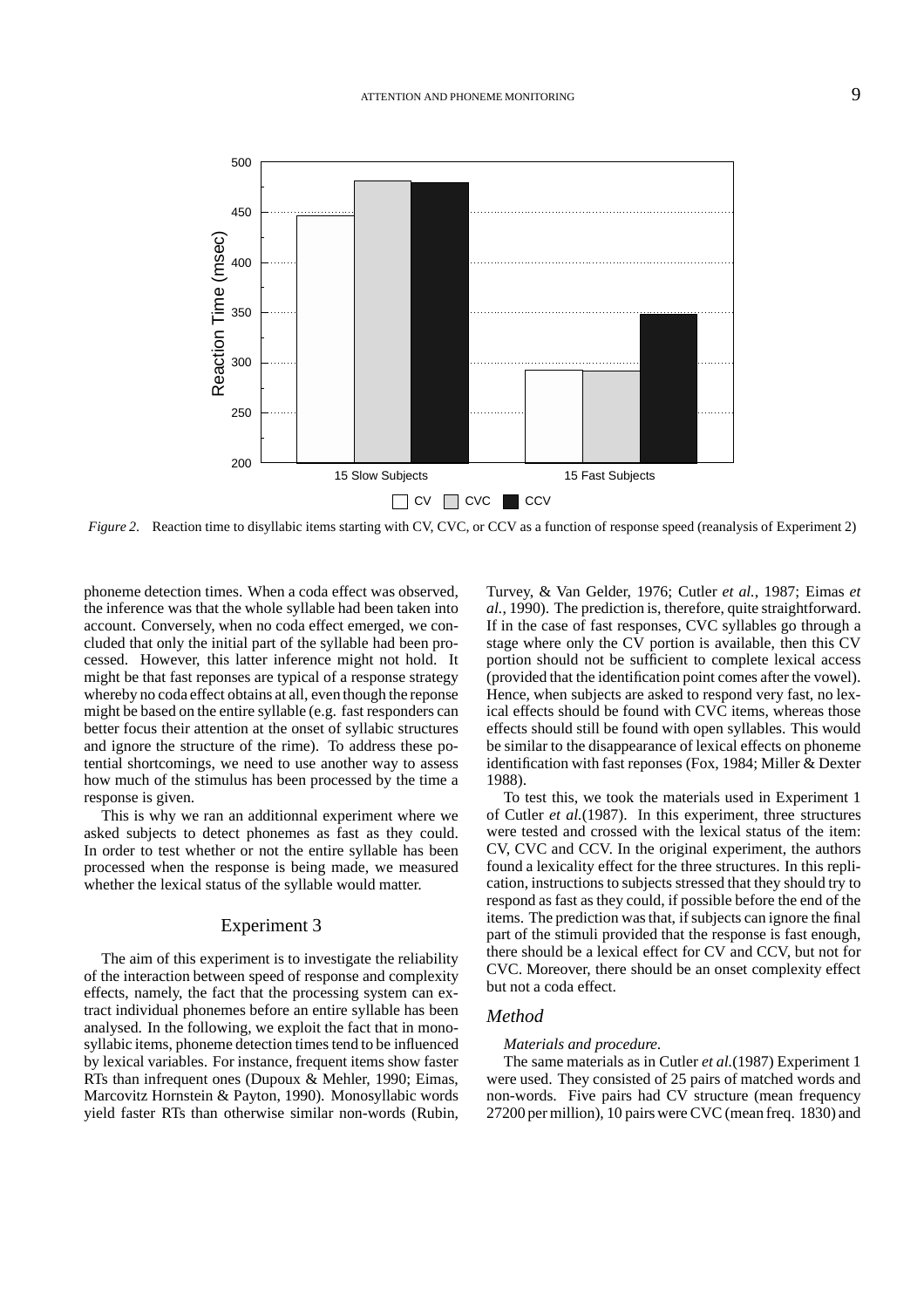Reaction Time (msec)

500
450
400
350
300
250
200

15 Slow Subjects
15 Fast Subjects

CV CVC CCV

*Figure 2*. Reaction time to disyllabic items starting with CV, CVC, or CCV as a function of response speed (reanalysis of Experiment 2)

phoneme detection times. When a coda effect was observed, the inference was that the whole syllable had been taken into account. Conversely, when no coda effect emerged, we concluded that only the initial part of the syllable had been processed. However, this latter inference might not hold. It might be that fast reponses are typical of a response strategy whereby no coda effect obtains at all, even though the reponse might be based on the entire syllable (e.g. fast responders can better focus their attention at the onset of syllabic structures and ignore the structure of the rime). To address these potential shortcomings, we need to use another way to assess how much of the stimulus has been processed by the time a response is given.

This is why we ran an additionnal experiment where we asked subjects to detect phonemes as fast as they could. In order to test whether or not the entire syllable has been processed when the response is being made, we measured whether the lexical status of the syllable would matter.

## Experiment 3

The aim of this experiment is to investigate the reliability of the interaction between speed of response and complexity effects, namely, the fact that the processing system can extract individual phonemes before an entire syllable has been analysed. In the following, we exploit the fact that in monosyllabic items, phoneme detection times tend to be influenced by lexical variables. For instance, frequent items show faster RTs than infrequent ones (Dupoux & Mehler, 1990; Eimas, Marcovitz Hornstein & Payton, 1990). Monosyllabic words yield faster RTs than otherwise similar non-words (Rubin, Turvey, & Van Gelder, 1976; Cutler *et al.*, 1987; Eimas *et al.*, 1990). The prediction is, therefore, quite straightforward. If in the case of fast responses, CVC syllables go through a stage where only the CV portion is available, then this CV portion should not be sufficient to complete lexical access (provided that the identification point comes after the vowel). Hence, when subjects are asked to respond very fast, no lexical effects should be found with CVC items, whereas those effects should still be found with open syllables. This would be similar to the disappearance of lexical effects on phoneme identification with fast reponses (Fox, 1984; Miller & Dexter 1988).

To test this, we took the materials used in Experiment 1 of Cutler *et al.*(1987). In this experiment, three structures were tested and crossed with the lexical status of the item: CV, CVC and CCV. In the original experiment, the authors found a lexicality effect for the three structures. In this replication, instructions to subjects stressed that they should try to respond as fast as they could, if possible before the end of the items. The prediction was that, if subjects can ignore the final part of the stimuli provided that the response is fast enough, there should be a lexical effect for CV and CCV, but not for CVC. Moreover, there should be an onset complexity effect but not a coda effect.

### *Method*

*Materials and procedure.*

The same materials as in Cutler *et al.*(1987) Experiment 1 were used. They consisted of 25 pairs of matched words and non-words. Five pairs had CV structure (mean frequency 27200 per million), 10 pairs were CVC (mean freq. 1830) and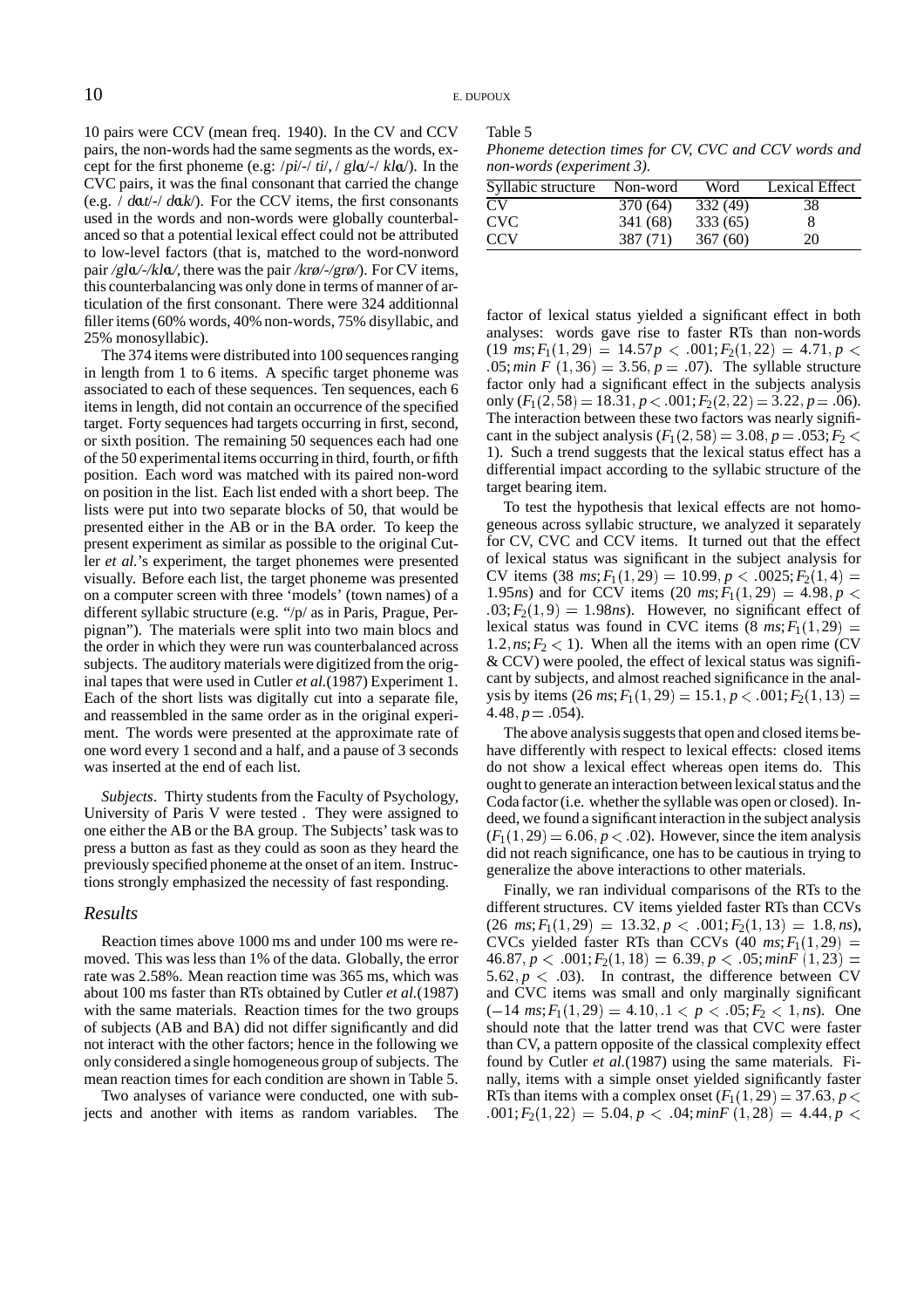10 pairs were CCV (mean freq. 1940). In the CV and CCV pairs, the non-words had the same segments as the words, except for the first phoneme (e.g: /pi/-/ ti/, / glɑ/-/ klɑ/). In the CVC pairs, it was the final consonant that carried the change (e.g. / dɑt/-/ dɑk/). For the CCV items, the first consonants used in the words and non-words were globally counterbalanced so that a potential lexical effect could not be attributed to low-level factors (that is, matched to the word-nonword pair /glɑ/-/klɑ/, there was the pair /krø/-/grø/). For CV items, this counterbalancing was only done in terms of manner of articulation of the first consonant. There were 324 additionnal filler items (60% words, 40% non-words, 75% disyllabic, and 25% monosyllabic).

The 374 items were distributed into 100 sequences ranging in length from 1 to 6 items. A specific target phoneme was associated to each of these sequences. Ten sequences, each 6 items in length, did not contain an occurrence of the specified target. Forty sequences had targets occurring in first, second, or sixth position. The remaining 50 sequences each had one of the 50 experimental items occurring in third, fourth, or fifth position. Each word was matched with its paired non-word on position in the list. Each list ended with a short beep. The lists were put into two separate blocks of 50, that would be presented either in the AB or in the BA order. To keep the present experiment as similar as possible to the original Cutler *et al.*'s experiment, the target phonemes were presented visually. Before each list, the target phoneme was presented on a computer screen with three 'models' (town names) of a different syllabic structure (e.g. "/p/ as in Paris, Prague, Perpignan"). The materials were split into two main blocs and the order in which they were run was counterbalanced across subjects. The auditory materials were digitized from the original tapes that were used in Cutler *et al.*(1987) Experiment 1. Each of the short lists was digitally cut into a separate file, and reassembled in the same order as in the original experiment. The words were presented at the approximate rate of one word every 1 second and a half, and a pause of 3 seconds was inserted at the end of each list.

*Subjects*. Thirty students from the Faculty of Psychology, University of Paris V were tested . They were assigned to one either the AB or the BA group. The Subjects' task was to press a button as fast as they could as soon as they heard the previously specified phoneme at the onset of an item. Instructions strongly emphasized the necessity of fast responding.

### *Results*

Reaction times above 1000 ms and under 100 ms were removed. This was less than 1% of the data. Globally, the error rate was 2.58%. Mean reaction time was 365 ms, which was about 100 ms faster than RTs obtained by Cutler *et al.*(1987) with the same materials. Reaction times for the two groups of subjects (AB and BA) did not differ significantly and did not interact with the other factors; hence in the following we only considered a single homogeneous group of subjects. The mean reaction times for each condition are shown in Table 5.

Two analyses of variance were conducted, one with subjects and another with items as random variables. The

Table 5
*Phoneme detection times for CV, CVC and CCV words and non-words (experiment 3).*

| Syllabic structure | Non-word | Word | Lexical Effect |
|---|---|---|---|
| CV | 370 (64) | 332 (49) | 38 |
| CVC | 341 (68) | 333 (65) | 8 |
| CCV | 387 (71) | 367 (60) | 20 |

factor of lexical status yielded a significant effect in both analyses: words gave rise to faster RTs than non-words (19 $ms; F_1(1,29) = 14.57 p < .001; F_2(1,22) = 4.71, p < .05; min\ F\ (1,36) = 3.56, p = .07$). The syllable structure factor only had a significant effect in the subjects analysis only ($F_1(2,58) = 18.31, p < .001; F_2(2,22) = 3.22, p = .06$). The interaction between these two factors was nearly significant in the subject analysis ($F_1(2,58) = 3.08, p = .053; F_2 < 1$). Such a trend suggests that the lexical status effect has a differential impact according to the syllabic structure of the target bearing item.

To test the hypothesis that lexical effects are not homogeneous across syllabic structure, we analyzed it separately for CV, CVC and CCV items. It turned out that the effect of lexical status was significant in the subject analysis for CV items (38 $ms; F_1(1,29) = 10.99, p < .0025; F_2(1,4) = 1.95 ns$) and for CCV items (20 $ms; F_1(1,29) = 4.98, p < .03; F_2(1,9) = 1.98 ns$). However, no significant effect of lexical status was found in CVC items (8 $ms; F_1(1,29) = 1.2, ns; F_2 < 1$). When all the items with an open rime (CV & CCV) were pooled, the effect of lexical status was significant by subjects, and almost reached significance in the analysis by items (26 $ms; F_1(1,29) = 15.1, p < .001; F_2(1,13) = 4.48, p = .054$).

The above analysis suggests that open and closed items behave differently with respect to lexical effects: closed items do not show a lexical effect whereas open items do. This ought to generate an interaction between lexical status and the Coda factor (i.e. whether the syllable was open or closed). Indeed, we found a significant interaction in the subject analysis ($F_1(1,29) = 6.06, p < .02$). However, since the item analysis did not reach significance, one has to be cautious in trying to generalize the above interactions to other materials.

Finally, we ran individual comparisons of the RTs to the different structures. CV items yielded faster RTs than CCVs (26 $ms; F_1(1,29) = 13.32, p < .001; F_2(1,13) = 1.8, ns$), CVCs yielded faster RTs than CCVs (40 $ms; F_1(1,29) = 46.87, p < .001; F_2(1,18) = 6.39, p < .05; minF\ (1,23) = 5.62, p < .03$). In contrast, the difference between CV and CVC items was small and only marginally significant ($-14$ $ms; F_1(1,29) = 4.10, .1 < p < .05; F_2 < 1, ns$). One should note that the latter trend was that CVC were faster than CV, a pattern opposite of the classical complexity effect found by Cutler *et al.*(1987) using the same materials. Finally, items with a simple onset yielded significantly faster RTs than items with a complex onset ($F_1(1,29) = 37.63, p < .001; F_2(1,22) = 5.04, p < .04; minF\ (1,28) = 4.44, p <$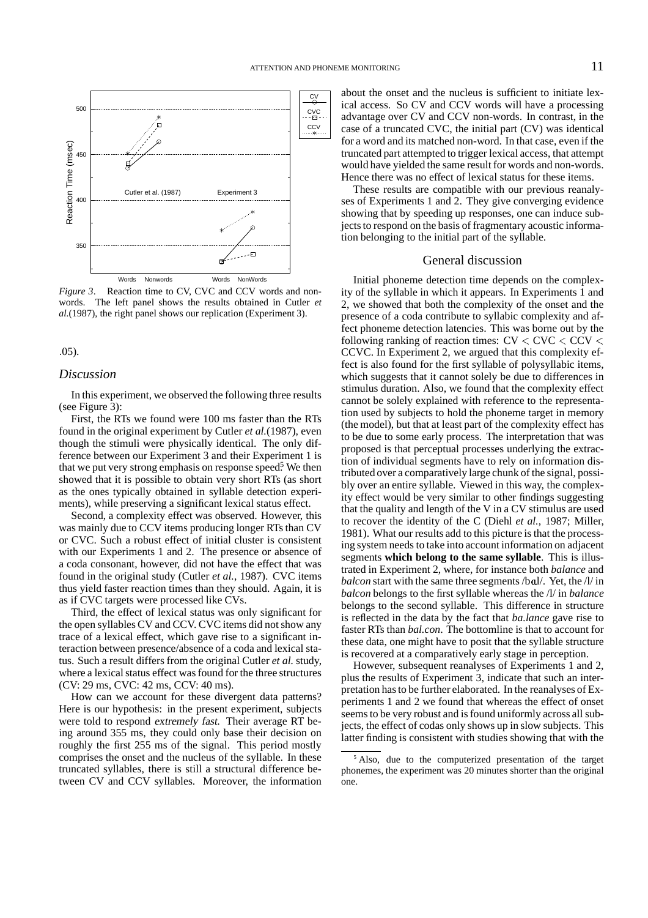500

450

400

350

Reaction Time (msec)

CV

CVC

CCV

Cutler et al. (1987)

Experiment 3

Words Nonwords

Words NonWords

*Figure 3*. Reaction time to CV, CVC and CCV words and nonwords. The left panel shows the results obtained in Cutler *et al.*(1987), the right panel shows our replication (Experiment 3).

.05).

### Discussion

In this experiment, we observed the following three results (see Figure 3):

First, the RTs we found were 100 ms faster than the RTs found in the original experiment by Cutler *et al.*(1987), even though the stimuli were physically identical. The only difference between our Experiment 3 and their Experiment 1 is that we put very strong emphasis on response speed.[5] We then showed that it is possible to obtain very short RTs (as short as the ones typically obtained in syllable detection experiments), while preserving a significant lexical status effect.

Second, a complexity effect was observed. However, this was mainly due to CCV items producing longer RTs than CV or CVC. Such a robust effect of initial cluster is consistent with our Experiments 1 and 2. The presence or absence of a coda consonant, however, did not have the effect that was found in the original study (Cutler *et al.*, 1987). CVC items thus yield faster reaction times than they should. Again, it is as if CVC targets were processed like CVs.

Third, the effect of lexical status was only significant for the open syllables CV and CCV. CVC items did not show any trace of a lexical effect, which gave rise to a significant interaction between presence/absence of a coda and lexical status. Such a result differs from the original Cutler *et al.* study, where a lexical status effect was found for the three structures (CV: 29 ms, CVC: 42 ms, CCV: 40 ms).

How can we account for these divergent data patterns? Here is our hypothesis: in the present experiment, subjects were told to respond *extremely fast*. Their average RT being around 355 ms, they could only base their decision on roughly the first 255 ms of the signal. This period mostly comprises the onset and the nucleus of the syllable. In these truncated syllables, there is still a structural difference between CV and CCV syllables. Moreover, the information about the onset and the nucleus is sufficient to initiate lexical access. So CV and CCV words will have a processing advantage over CV and CCV non-words. In contrast, in the case of a truncated CVC, the initial part (CV) was identical for a word and its matched non-word. In that case, even if the truncated part attempted to trigger lexical access, that attempt would have yielded the same result for words and non-words. Hence there was no effect of lexical status for these items.

These results are compatible with our previous reanalyses of Experiments 1 and 2. They give converging evidence showing that by speeding up responses, one can induce subjects to respond on the basis of fragmentary acoustic information belonging to the initial part of the syllable.

## General discussion

Initial phoneme detection time depends on the complexity of the syllable in which it appears. In Experiments 1 and 2, we showed that both the complexity of the onset and the presence of a coda contribute to syllabic complexity and affect phoneme detection latencies. This was borne out by the following ranking of reaction times: CV $<$ CVC $<$ CCV $<$ CCVC. In Experiment 2, we argued that this complexity effect is also found for the first syllable of polysyllabic items, which suggests that it cannot solely be due to differences in stimulus duration. Also, we found that the complexity effect cannot be solely explained with reference to the representation used by subjects to hold the phoneme target in memory (the model), but that at least part of the complexity effect has to be due to some early process. The interpretation that was proposed is that perceptual processes underlying the extraction of individual segments have to rely on information distributed over a comparatively large chunk of the signal, possibly over an entire syllable. Viewed in this way, the complexity effect would be very similar to other findings suggesting that the quality and length of the V in a CV stimulus are used to recover the identity of the C (Diehl *et al.*, 1987; Miller, 1981). What our results add to this picture is that the processing system needs to take into account information on adjacent segments **which belong to the same syllable**. This is illustrated in Experiment 2, where, for instance both *balance* and *balcon* start with the same three segments /bɑl/. Yet, the /l/ in *balcon* belongs to the first syllable whereas the /l/ in *balance* belongs to the second syllable. This difference in structure is reflected in the data by the fact that *ba.lance* gave rise to faster RTs than *bal.con*. The bottomline is that to account for these data, one might have to posit that the syllable structure is recovered at a comparatively early stage in perception.

However, subsequent reanalyses of Experiments 1 and 2, plus the results of Experiment 3, indicate that such an interpretation has to be further elaborated. In the reanalyses of Experiments 1 and 2 we found that whereas the effect of onset seems to be very robust and is found uniformly across all subjects, the effect of codas only shows up in slow subjects. This latter finding is consistent with studies showing that with the

[5] Also, due to the computerized presentation of the target phonemes, the experiment was 20 minutes shorter than the original one.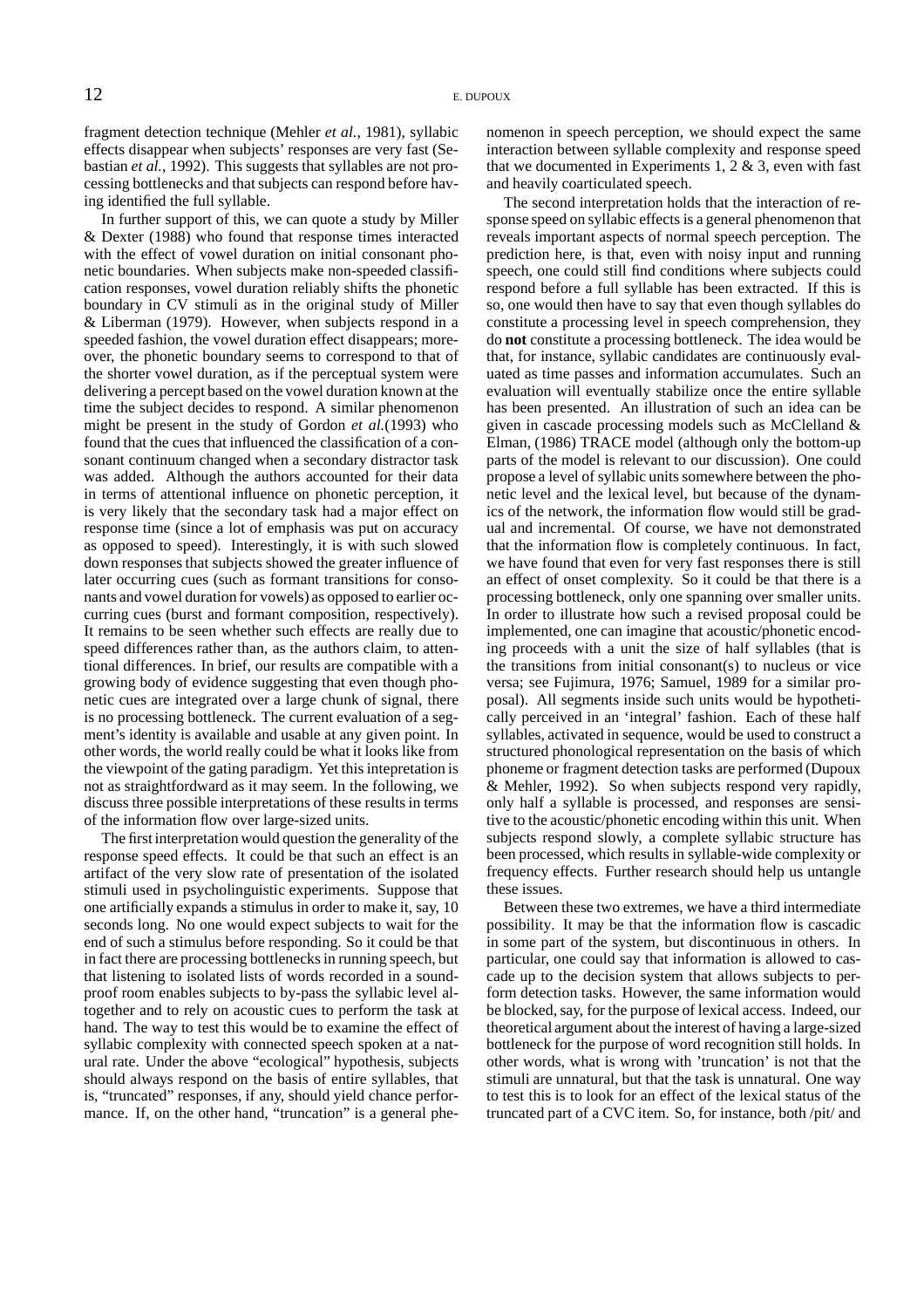fragment detection technique (Mehler *et al.*, 1981), syllabic effects disappear when subjects' responses are very fast (Sebastian *et al.*, 1992). This suggests that syllables are not processing bottlenecks and that subjects can respond before having identified the full syllable.

In further support of this, we can quote a study by Miller & Dexter (1988) who found that response times interacted with the effect of vowel duration on initial consonant phonetic boundaries. When subjects make non-speeded classification responses, vowel duration reliably shifts the phonetic boundary in CV stimuli as in the original study of Miller & Liberman (1979). However, when subjects respond in a speeded fashion, the vowel duration effect disappears; moreover, the phonetic boundary seems to correspond to that of the shorter vowel duration, as if the perceptual system were delivering a percept based on the vowel duration known at the time the subject decides to respond. A similar phenomenon might be present in the study of Gordon *et al.*(1993) who found that the cues that influenced the classification of a consonant continuum changed when a secondary distractor task was added. Although the authors accounted for their data in terms of attentional influence on phonetic perception, it is very likely that the secondary task had a major effect on response time (since a lot of emphasis was put on accuracy as opposed to speed). Interestingly, it is with such slowed down responses that subjects showed the greater influence of later occurring cues (such as formant transitions for consonants and vowel duration for vowels) as opposed to earlier occurring cues (burst and formant composition, respectively). It remains to be seen whether such effects are really due to speed differences rather than, as the authors claim, to attentional differences. In brief, our results are compatible with a growing body of evidence suggesting that even though phonetic cues are integrated over a large chunk of signal, there is no processing bottleneck. The current evaluation of a segment's identity is available and usable at any given point. In other words, the world really could be what it looks like from the viewpoint of the gating paradigm. Yet this intepretation is not as straightforward as it may seem. In the following, we discuss three possible interpretations of these results in terms of the information flow over large-sized units.

The first interpretation would question the generality of the response speed effects. It could be that such an effect is an artifact of the very slow rate of presentation of the isolated stimuli used in psycholinguistic experiments. Suppose that one artificially expands a stimulus in order to make it, say, 10 seconds long. No one would expect subjects to wait for the end of such a stimulus before responding. So it could be that in fact there are processing bottlenecks in running speech, but that listening to isolated lists of words recorded in a soundproof room enables subjects to by-pass the syllabic level altogether and to rely on acoustic cues to perform the task at hand. The way to test this would be to examine the effect of syllabic complexity with connected speech spoken at a natural rate. Under the above "ecological" hypothesis, subjects should always respond on the basis of entire syllables, that is, "truncated" responses, if any, should yield chance performance. If, on the other hand, "truncation" is a general phenomenon in speech perception, we should expect the same interaction between syllable complexity and response speed that we documented in Experiments 1, 2 & 3, even with fast and heavily coarticulated speech.

The second interpretation holds that the interaction of response speed on syllabic effects is a general phenomenon that reveals important aspects of normal speech perception. The prediction here, is that, even with noisy input and running speech, one could still find conditions where subjects could respond before a full syllable has been extracted. If this is so, one would then have to say that even though syllables do constitute a processing level in speech comprehension, they do **not** constitute a processing bottleneck. The idea would be that, for instance, syllabic candidates are continuously evaluated as time passes and information accumulates. Such an evaluation will eventually stabilize once the entire syllable has been presented. An illustration of such an idea can be given in cascade processing models such as McClelland & Elman, (1986) TRACE model (although only the bottom-up parts of the model is relevant to our discussion). One could propose a level of syllabic units somewhere between the phonetic level and the lexical level, but because of the dynamics of the network, the information flow would still be gradual and incremental. Of course, we have not demonstrated that the information flow is completely continuous. In fact, we have found that even for very fast responses there is still an effect of onset complexity. So it could be that there is a processing bottleneck, only one spanning over smaller units. In order to illustrate how such a revised proposal could be implemented, one can imagine that acoustic/phonetic encoding proceeds with a unit the size of half syllables (that is the transitions from initial consonant(s) to nucleus or vice versa; see Fujimura, 1976; Samuel, 1989 for a similar proposal). All segments inside such units would be hypothetically perceived in an 'integral' fashion. Each of these half syllables, activated in sequence, would be used to construct a structured phonological representation on the basis of which phoneme or fragment detection tasks are performed (Dupoux & Mehler, 1992). So when subjects respond very rapidly, only half a syllable is processed, and responses are sensitive to the acoustic/phonetic encoding within this unit. When subjects respond slowly, a complete syllabic structure has been processed, which results in syllable-wide complexity or frequency effects. Further research should help us untangle these issues.

Between these two extremes, we have a third intermediate possibility. It may be that the information flow is cascadic in some part of the system, but discontinuous in others. In particular, one could say that information is allowed to cascade up to the decision system that allows subjects to perform detection tasks. However, the same information would be blocked, say, for the purpose of lexical access. Indeed, our theoretical argument about the interest of having a large-sized bottleneck for the purpose of word recognition still holds. In other words, what is wrong with 'truncation' is not that the stimuli are unnatural, but that the task is unnatural. One way to test this is to look for an effect of the lexical status of the truncated part of a CVC item. So, for instance, both /pit/ and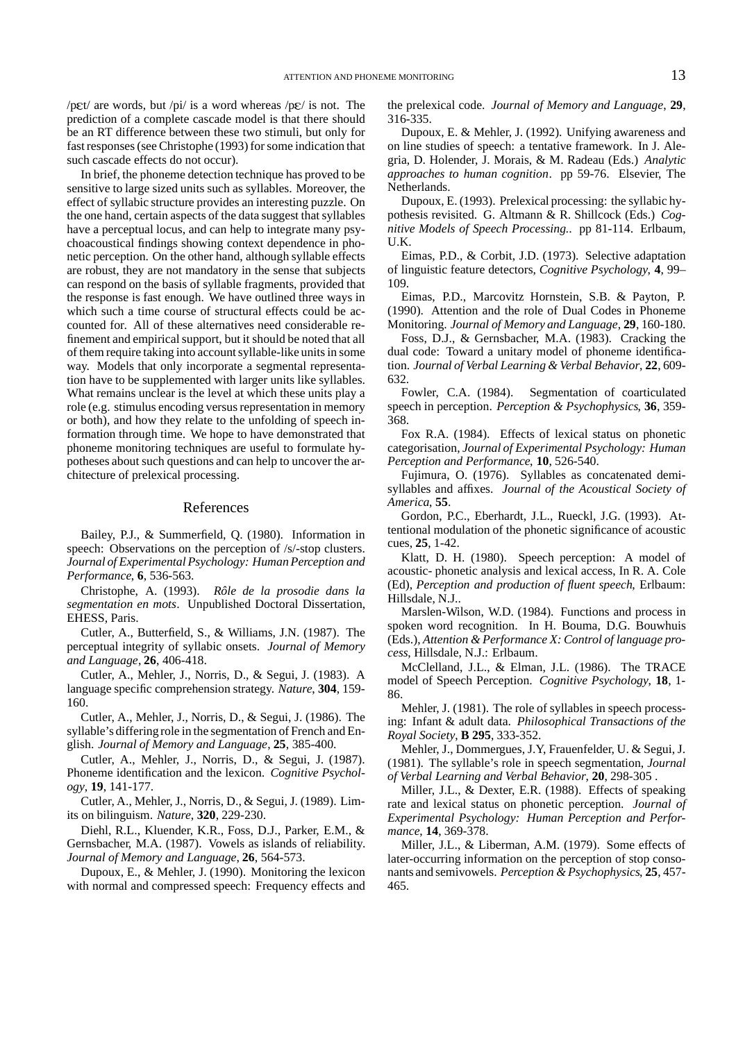/pɛt/ are words, but /pi/ is a word whereas /pɛ/ is not. The prediction of a complete cascade model is that there should be an RT difference between these two stimuli, but only for fast responses (see Christophe (1993) for some indication that such cascade effects do not occur).

In brief, the phoneme detection technique has proved to be sensitive to large sized units such as syllables. Moreover, the effect of syllabic structure provides an interesting puzzle. On the one hand, certain aspects of the data suggest that syllables have a perceptual locus, and can help to integrate many psychoacoustical findings showing context dependence in phonetic perception. On the other hand, although syllable effects are robust, they are not mandatory in the sense that subjects can respond on the basis of syllable fragments, provided that the response is fast enough. We have outlined three ways in which such a time course of structural effects could be accounted for. All of these alternatives need considerable refinement and empirical support, but it should be noted that all of them require taking into account syllable-like units in some way. Models that only incorporate a segmental representation have to be supplemented with larger units like syllables. What remains unclear is the level at which these units play a role (e.g. stimulus encoding versus representation in memory or both), and how they relate to the unfolding of speech information through time. We hope to have demonstrated that phoneme monitoring techniques are useful to formulate hypotheses about such questions and can help to uncover the architecture of prelexical processing.

## References

Bailey, P.J., & Summerfield, Q. (1980). Information in speech: Observations on the perception of /s/-stop clusters. *Journal of Experimental Psychology: Human Perception and Performance*, **6**, 536-563.

Christophe, A. (1993). *Rôle de la prosodie dans la segmentation en mots*. Unpublished Doctoral Dissertation, EHESS, Paris.

Cutler, A., Butterfield, S., & Williams, J.N. (1987). The perceptual integrity of syllabic onsets. *Journal of Memory and Language*, **26**, 406-418.

Cutler, A., Mehler, J., Norris, D., & Segui, J. (1983). A language specific comprehension strategy. *Nature*, **304**, 159-160.

Cutler, A., Mehler, J., Norris, D., & Segui, J. (1986). The syllable's differing role in the segmentation of French and English. *Journal of Memory and Language*, **25**, 385-400.

Cutler, A., Mehler, J., Norris, D., & Segui, J. (1987). Phoneme identification and the lexicon. *Cognitive Psychology*, **19**, 141-177.

Cutler, A., Mehler, J., Norris, D., & Segui, J. (1989). Limits on bilinguism. *Nature*, **320**, 229-230.

Diehl, R.L., Kluender, K.R., Foss, D.J., Parker, E.M., & Gernsbacher, M.A. (1987). Vowels as islands of reliability. *Journal of Memory and Language*, **26**, 564-573.

Dupoux, E., & Mehler, J. (1990). Monitoring the lexicon with normal and compressed speech: Frequency effects and the prelexical code. *Journal of Memory and Language*, **29**, 316-335.

Dupoux, E. & Mehler, J. (1992). Unifying awareness and on line studies of speech: a tentative framework. In J. Alegria, D. Holender, J. Morais, & M. Radeau (Eds.) *Analytic approaches to human cognition*. pp 59-76. Elsevier, The Netherlands.

Dupoux, E. (1993). Prelexical processing: the syllabic hypothesis revisited. G. Altmann & R. Shillcock (Eds.) *Cognitive Models of Speech Processing.*. pp 81-114. Erlbaum, U.K.

Eimas, P.D., & Corbit, J.D. (1973). Selective adaptation of linguistic feature detectors, *Cognitive Psychology*, **4**, 99–109.

Eimas, P.D., Marcovitz Hornstein, S.B. & Payton, P. (1990). Attention and the role of Dual Codes in Phoneme Monitoring. *Journal of Memory and Language*, **29**, 160-180.

Foss, D.J., & Gernsbacher, M.A. (1983). Cracking the dual code: Toward a unitary model of phoneme identification. *Journal of Verbal Learning & Verbal Behavior*, **22**, 609-632.

Fowler, C.A. (1984). Segmentation of coarticulated speech in perception. *Perception & Psychophysics*, **36**, 359-368.

Fox R.A. (1984). Effects of lexical status on phonetic categorisation, *Journal of Experimental Psychology: Human Perception and Performance*, **10**, 526-540.

Fujimura, O. (1976). Syllables as concatenated demisyllables and affixes. *Journal of the Acoustical Society of America*, **55**.

Gordon, P.C., Eberhardt, J.L., Rueckl, J.G. (1993). Attentional modulation of the phonetic significance of acoustic cues, **25**, 1-42.

Klatt, D. H. (1980). Speech perception: A model of acoustic- phonetic analysis and lexical access, In R. A. Cole (Ed), *Perception and production of fluent speech*, Erlbaum: Hillsdale, N.J..

Marslen-Wilson, W.D. (1984). Functions and process in spoken word recognition. In H. Bouma, D.G. Bouwhuis (Eds.), *Attention & Performance X: Control of language process*, Hillsdale, N.J.: Erlbaum.

McClelland, J.L., & Elman, J.L. (1986). The TRACE model of Speech Perception. *Cognitive Psychology*, **18**, 1-86.

Mehler, J. (1981). The role of syllables in speech processing: Infant & adult data. *Philosophical Transactions of the Royal Society*, **B 295**, 333-352.

Mehler, J., Dommergues, J.Y, Frauenfelder, U. & Segui, J. (1981). The syllable's role in speech segmentation, *Journal of Verbal Learning and Verbal Behavior*, **20**, 298-305 .

Miller, J.L., & Dexter, E.R. (1988). Effects of speaking rate and lexical status on phonetic perception. *Journal of Experimental Psychology: Human Perception and Performance*, **14**, 369-378.

Miller, J.L., & Liberman, A.M. (1979). Some effects of later-occurring information on the perception of stop consonants and semivowels. *Perception & Psychophysics*, **25**, 457-465.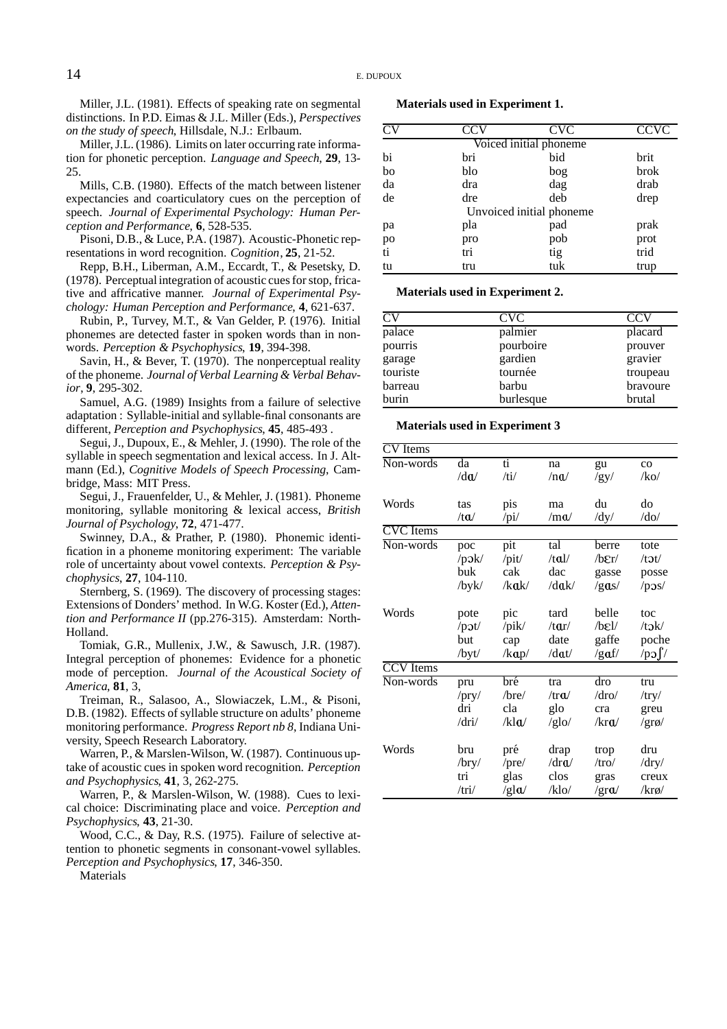Miller, J.L. (1981). Effects of speaking rate on segmental distinctions. In P.D. Eimas & J.L. Miller (Eds.), *Perspectives on the study of speech*, Hillsdale, N.J.: Erlbaum.

Miller, J.L. (1986). Limits on later occurring rate information for phonetic perception. *Language and Speech*, **29**, 13-25.

Mills, C.B. (1980). Effects of the match between listener expectancies and coarticulatory cues on the perception of speech. *Journal of Experimental Psychology: Human Perception and Performance*, **6**, 528-535.

Pisoni, D.B., & Luce, P.A. (1987). Acoustic-Phonetic representations in word recognition. *Cognition*, **25**, 21-52.

Repp, B.H., Liberman, A.M., Eccardt, T., & Pesetsky, D. (1978). Perceptual integration of acoustic cues for stop, fricative and affricative manner. *Journal of Experimental Psychology: Human Perception and Performance*, **4**, 621-637.

Rubin, P., Turvey, M.T., & Van Gelder, P. (1976). Initial phonemes are detected faster in spoken words than in nonwords. *Perception & Psychophysics*, **19**, 394-398.

Savin, H., & Bever, T. (1970). The nonperceptual reality of the phoneme. *Journal of Verbal Learning & Verbal Behavior*, **9**, 295-302.

Samuel, A.G. (1989) Insights from a failure of selective adaptation : Syllable-initial and syllable-final consonants are different, *Perception and Psychophysics*, **45**, 485-493 .

Segui, J., Dupoux, E., & Mehler, J. (1990). The role of the syllable in speech segmentation and lexical access. In J. Altmann (Ed.), *Cognitive Models of Speech Processing*, Cambridge, Mass: MIT Press.

Segui, J., Frauenfelder, U., & Mehler, J. (1981). Phoneme monitoring, syllable monitoring & lexical access, *British Journal of Psychology*, **72**, 471-477.

Swinney, D.A., & Prather, P. (1980). Phonemic identification in a phoneme monitoring experiment: The variable role of uncertainty about vowel contexts. *Perception & Psychophysics*, **27**, 104-110.

Sternberg, S. (1969). The discovery of processing stages: Extensions of Donders' method. In W.G. Koster (Ed.), *Attention and Performance II* (pp.276-315). Amsterdam: North-Holland.

Tomiak, G.R., Mullenix, J.W., & Sawusch, J.R. (1987). Integral perception of phonemes: Evidence for a phonetic mode of perception. *Journal of the Acoustical Society of America*, **81**, 3,

Treiman, R., Salasoo, A., Slowiaczek, L.M., & Pisoni, D.B. (1982). Effects of syllable structure on adults' phoneme monitoring performance. *Progress Report nb 8*, Indiana University, Speech Research Laboratory.

Warren, P., & Marslen-Wilson, W. (1987). Continuous uptake of acoustic cues in spoken word recognition. *Perception and Psychophysics*, **41**, 3, 262-275.

Warren, P., & Marslen-Wilson, W. (1988). Cues to lexical choice: Discriminating place and voice. *Perception and Psychophysics*, **43**, 21-30.

Wood, C.C., & Day, R.S. (1975). Failure of selective attention to phonetic segments in consonant-vowel syllables. *Perception and Psychophysics*, **17**, 346-350.

Materials

**Materials used in Experiment 1.**

| CV | CCV | CVC | CCVC |
|---|---|---|---|
| | Voiced initial phoneme | | |
| bi | bri | bid | brit |
| bo | blo | bog | brok |
| da | dra | dag | drab |
| de | dre | deb | drep |
| | Unvoiced initial phoneme | | |
| pa | pla | pad | prak |
| po | pro | pob | prot |
| ti | tri | tig | trid |
| tu | tru | tuk | trup |

**Materials used in Experiment 2.**

| CV | CVC | CCV |
|---|---|---|
| palace | palmier | placard |
| pourris | pourboire | prouver |
| garage | gardien | gravier |
| touriste | tournée | troupeau |
| barreau | barbu | bravoure |
| burin | burlesque | brutal |

**Materials used in Experiment 3**

| CV Items | | | | | |
|---|---|---|---|---|---|
| Non-words | da | ti | na | gu | co |
| | /dɑ/ | /ti/ | /nɑ/ | /gy/ | /ko/ |
| Words | tas | pis | ma | du | do |
| | /tɑ/ | /pi/ | /mɑ/ | /dy/ | /do/ |
| **CVC Items** | | | | | |
| Non-words | poc | pit | tal | berre | tote |
| | /pɔk/ | /pit/ | /tɑl/ | /bɛr/ | /tɔt/ |
| | buk | cak | dac | gasse | posse |
| | /byk/ | /kɑk/ | /dɑk/ | /gɑs/ | /pɔs/ |
| Words | pote | pic | tard | belle | toc |
| | /pɔt/ | /pik/ | /tɑr/ | /bɛl/ | /tɔk/ |
| | but | cap | date | gaffe | poche |
| | /byt/ | /kɑp/ | /dɑt/ | /gɑf/ | /pɔʃ/ |
| **CCV Items** | | | | | |
| Non-words | pru | bré | tra | dro | tru |
| | /pry/ | /bre/ | /trɑ/ | /dro/ | /try/ |
| | dri | cla | glo | cra | greu |
| | /dri/ | /klɑ/ | /glo/ | /krɑ/ | /grø/ |
| Words | bru | pré | drap | trop | dru |
| | /bry/ | /pre/ | /drɑ/ | /tro/ | /dry/ |
| | tri | glas | clos | gras | creux |
| | /tri/ | /glɑ/ | /klo/ | /grɑ/ | /krø/ |